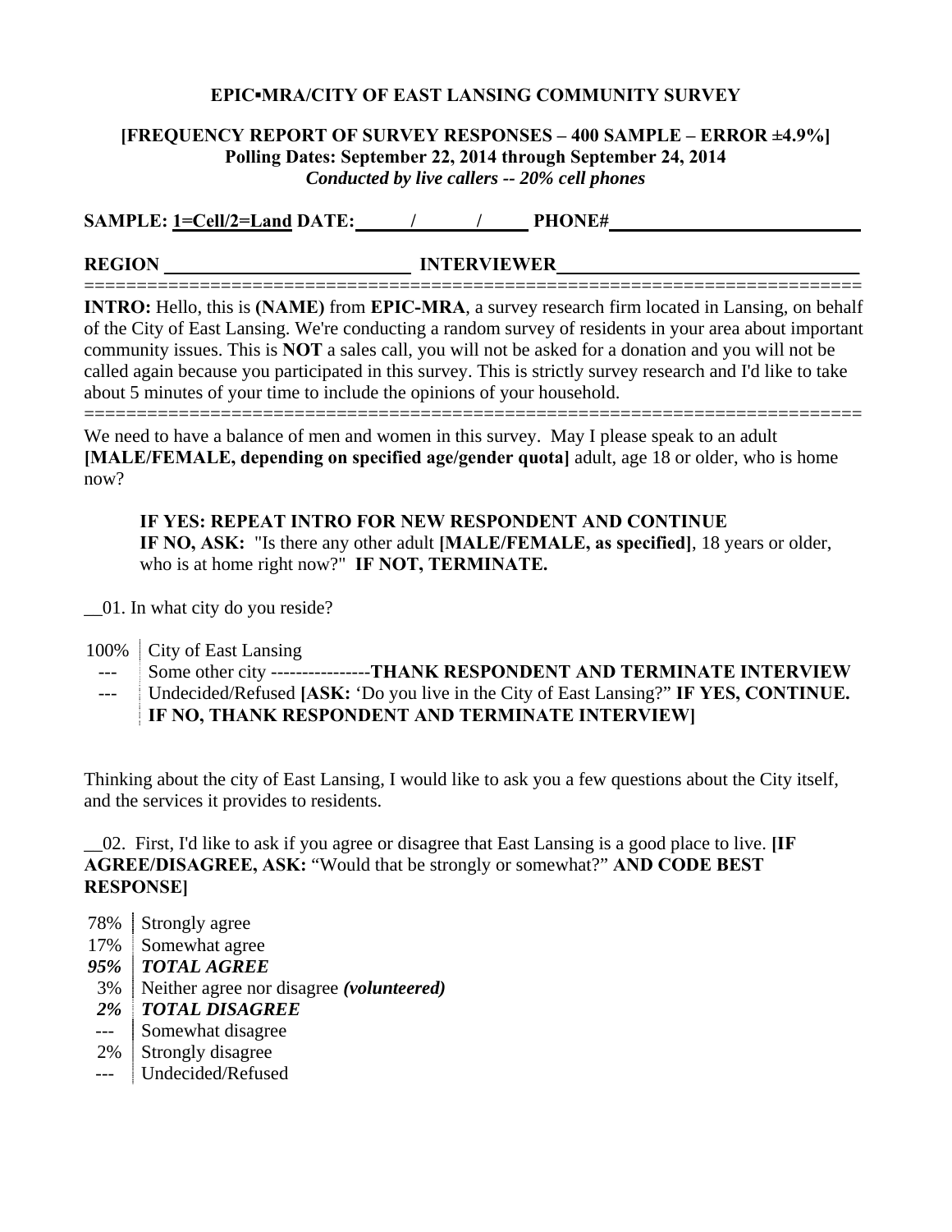**EPIC▪MRA/CITY OF EAST LANSING COMMUNITY SURVEY**

**[FREQUENCY REPORT OF SURVEY RESPONSES – 400 SAMPLE – ERROR ±4.9%]**
**Polling Dates: September 22, 2014 through September 24, 2014**
***Conducted by live callers -- 20% cell phones***

**SAMPLE: 1=Cell/2=Land DATE: ____/____/____ PHONE# ____________________**

**REGION ____________________ INTERVIEWER ____________________**

==========================================================================

**INTRO:** Hello, this is **(NAME)** from **EPIC-MRA**, a survey research firm located in Lansing, on behalf of the City of East Lansing. We're conducting a random survey of residents in your area about important community issues. This is **NOT** a sales call, you will not be asked for a donation and you will not be called again because you participated in this survey. This is strictly survey research and I'd like to take about 5 minutes of your time to include the opinions of your household.

==========================================================================

We need to have a balance of men and women in this survey. May I please speak to an adult **[MALE/FEMALE, depending on specified age/gender quota]** adult, age 18 or older, who is home now?

> **IF YES: REPEAT INTRO FOR NEW RESPONDENT AND CONTINUE**
> **IF NO, ASK:** "Is there any other adult **[MALE/FEMALE, as specified]**, 18 years or older, who is at home right now?" **IF NOT, TERMINATE.**

__01. In what city do you reside?

| | |
|---|---|
| 100% | City of East Lansing |
| --- | Some other city ----------------**THANK RESPONDENT AND TERMINATE INTERVIEW** |
| --- | Undecided/Refused **[ASK:** 'Do you live in the City of East Lansing?" **IF YES, CONTINUE. IF NO, THANK RESPONDENT AND TERMINATE INTERVIEW]** |

Thinking about the city of East Lansing, I would like to ask you a few questions about the City itself, and the services it provides to residents.

__02. First, I'd like to ask if you agree or disagree that East Lansing is a good place to live. **[IF AGREE/DISAGREE, ASK:** "Would that be strongly or somewhat?" **AND CODE BEST RESPONSE]**

| | |
|---|---|
| 78% | Strongly agree |
| 17% | Somewhat agree |
| ***95%*** | ***TOTAL AGREE*** |
| 3% | Neither agree nor disagree ***(volunteered)*** |
| ***2%*** | ***TOTAL DISAGREE*** |
| --- | Somewhat disagree |
| 2% | Strongly disagree |
| --- | Undecided/Refused |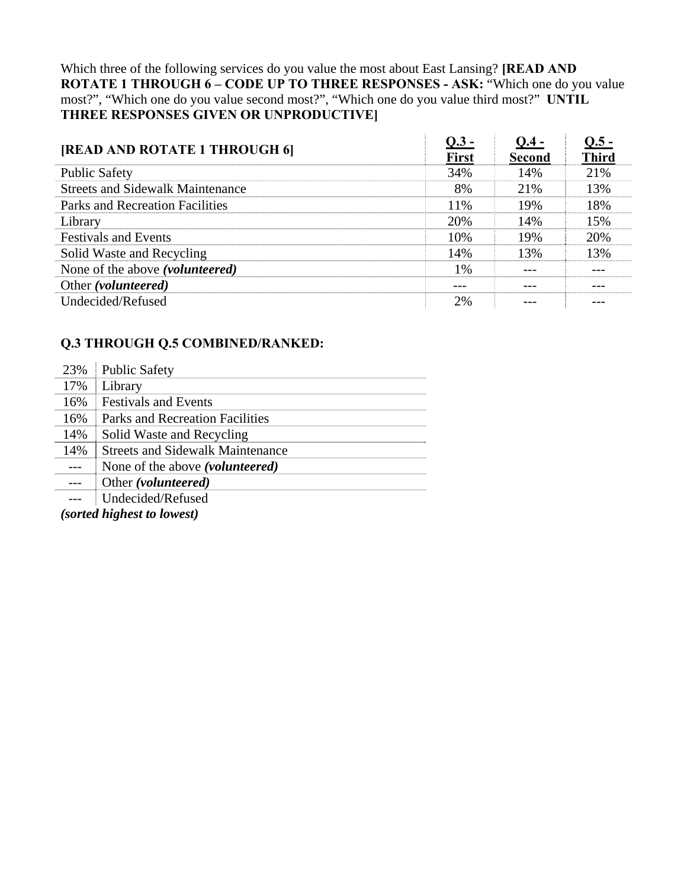Which three of the following services do you value the most about East Lansing? **[READ AND ROTATE 1 THROUGH 6 – CODE UP TO THREE RESPONSES - ASK:** "Which one do you value most?", "Which one do you value second most?", "Which one do you value third most?" **UNTIL THREE RESPONSES GIVEN OR UNPRODUCTIVE]**

| **[READ AND ROTATE 1 THROUGH 6]** | **Q.3 - First** | **Q.4 - Second** | **Q.5 - Third** |
|---|---|---|---|
| Public Safety | 34% | 14% | 21% |
| Streets and Sidewalk Maintenance | 8% | 21% | 13% |
| Parks and Recreation Facilities | 11% | 19% | 18% |
| Library | 20% | 14% | 15% |
| Festivals and Events | 10% | 19% | 20% |
| Solid Waste and Recycling | 14% | 13% | 13% |
| None of the above ***(volunteered)*** | 1% | --- | --- |
| Other ***(volunteered)*** | --- | --- | --- |
| Undecided/Refused | 2% | --- | --- |

**Q.3 THROUGH Q.5 COMBINED/RANKED:**

| | |
|---|---|
| 23% | Public Safety |
| 17% | Library |
| 16% | Festivals and Events |
| 16% | Parks and Recreation Facilities |
| 14% | Solid Waste and Recycling |
| 14% | Streets and Sidewalk Maintenance |
| --- | None of the above ***(volunteered)*** |
| --- | Other ***(volunteered)*** |
| --- | Undecided/Refused |

***(sorted highest to lowest)***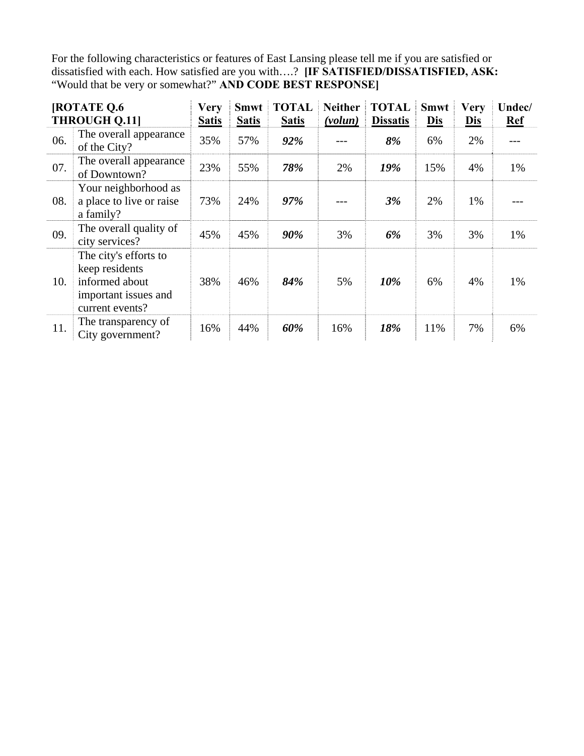For the following characteristics or features of East Lansing please tell me if you are satisfied or dissatisfied with each. How satisfied are you with….? **[IF SATISFIED/DISSATISFIED, ASK:** "Would that be very or somewhat?" **AND CODE BEST RESPONSE]**

| **[ROTATE Q.6 THROUGH Q.11]** | | **Very Satis** | **Smwt Satis** | **TOTAL Satis** | **Neither *(volun)*** | **TOTAL Dissatis** | **Smwt Dis** | **Very Dis** | **Undec/ Ref** |
|---|---|---|---|---|---|---|---|---|---|
| 06. | The overall appearance of the City? | 35% | 57% | ***92%*** | --- | ***8%*** | 6% | 2% | --- |
| 07. | The overall appearance of Downtown? | 23% | 55% | ***78%*** | 2% | ***19%*** | 15% | 4% | 1% |
| 08. | Your neighborhood as a place to live or raise a family? | 73% | 24% | ***97%*** | --- | ***3%*** | 2% | 1% | --- |
| 09. | The overall quality of city services? | 45% | 45% | ***90%*** | 3% | ***6%*** | 3% | 3% | 1% |
| 10. | The city's efforts to keep residents informed about important issues and current events? | 38% | 46% | ***84%*** | 5% | ***10%*** | 6% | 4% | 1% |
| 11. | The transparency of City government? | 16% | 44% | ***60%*** | 16% | ***18%*** | 11% | 7% | 6% |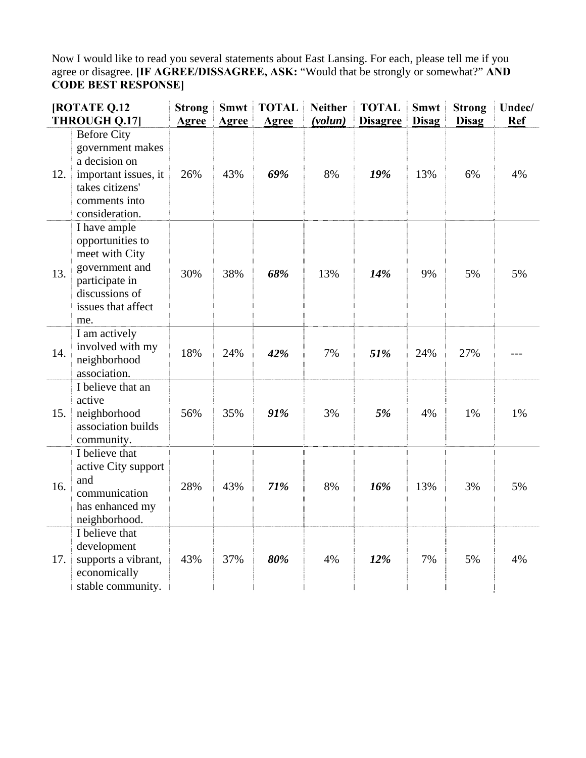Now I would like to read you several statements about East Lansing. For each, please tell me if you agree or disagree. **[IF AGREE/DISSAGREE, ASK:** "Would that be strongly or somewhat?" **AND CODE BEST RESPONSE]**

| **[ROTATE Q.12 THROUGH Q.17]** | | **Strong Agree** | **Smwt Agree** | **TOTAL Agree** | **Neither *(volun)*** | **TOTAL Disagree** | **Smwt Disag** | **Strong Disag** | **Undec/ Ref** |
|---|---|---|---|---|---|---|---|---|---|
| 12. | Before City government makes a decision on important issues, it takes citizens' comments into consideration. | 26% | 43% | ***69%*** | 8% | ***19%*** | 13% | 6% | 4% |
| 13. | I have ample opportunities to meet with City government and participate in discussions of issues that affect me. | 30% | 38% | ***68%*** | 13% | ***14%*** | 9% | 5% | 5% |
| 14. | I am actively involved with my neighborhood association. | 18% | 24% | ***42%*** | 7% | ***51%*** | 24% | 27% | --- |
| 15. | I believe that an active neighborhood association builds community. | 56% | 35% | ***91%*** | 3% | ***5%*** | 4% | 1% | 1% |
| 16. | I believe that active City support and communication has enhanced my neighborhood. | 28% | 43% | ***71%*** | 8% | ***16%*** | 13% | 3% | 5% |
| 17. | I believe that development supports a vibrant, economically stable community. | 43% | 37% | ***80%*** | 4% | ***12%*** | 7% | 5% | 4% |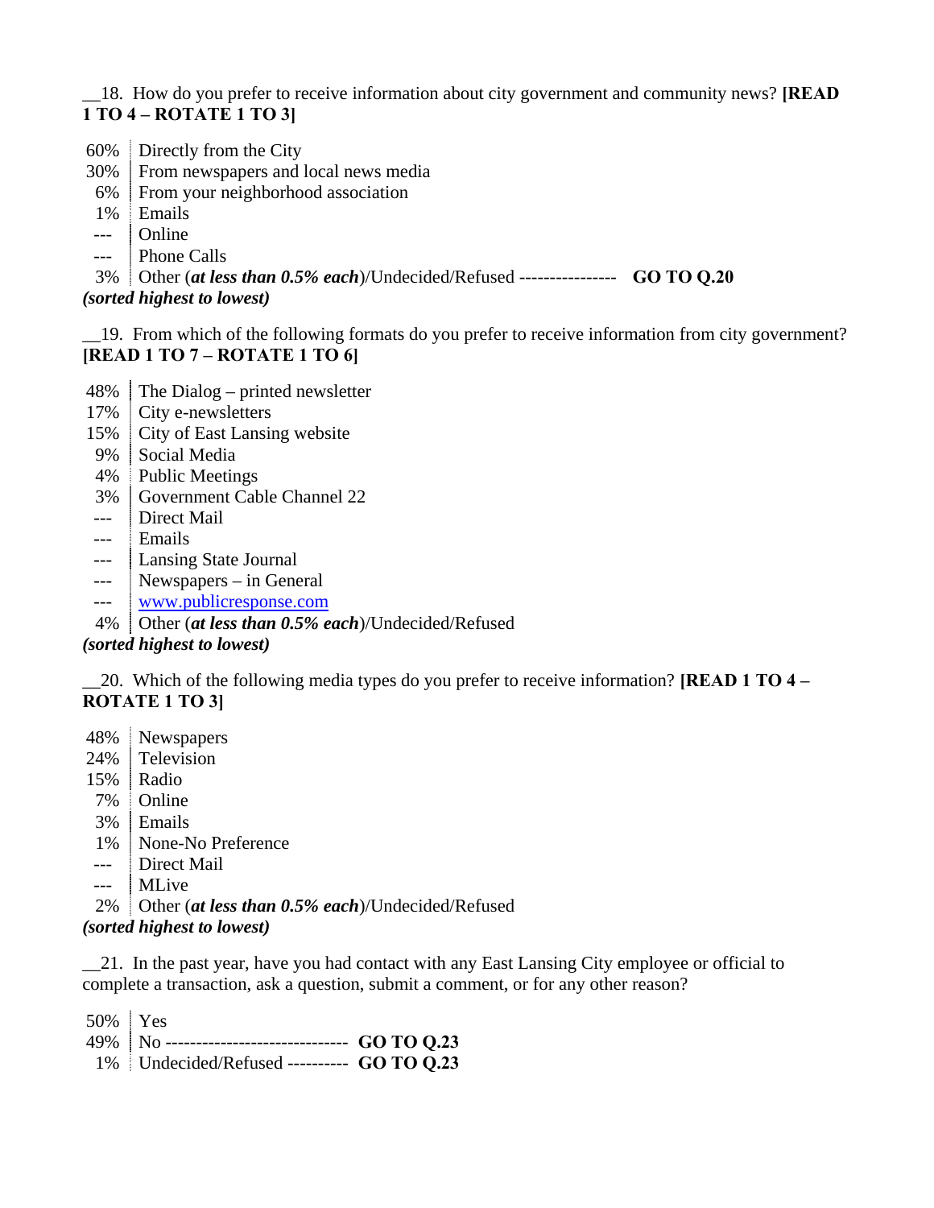__18. How do you prefer to receive information about city government and community news? **[READ 1 TO 4 – ROTATE 1 TO 3]**

| | |
|---|---|
| 60% | Directly from the City |
| 30% | From newspapers and local news media |
| 6% | From your neighborhood association |
| 1% | Emails |
| --- | Online |
| --- | Phone Calls |
| 3% | Other (***at less than 0.5% each***)/Undecided/Refused ---------------- **GO TO Q.20** |

***(sorted highest to lowest)***

__19. From which of the following formats do you prefer to receive information from city government? **[READ 1 TO 7 – ROTATE 1 TO 6]**

| | |
|---|---|
| 48% | The Dialog – printed newsletter |
| 17% | City e-newsletters |
| 15% | City of East Lansing website |
| 9% | Social Media |
| 4% | Public Meetings |
| 3% | Government Cable Channel 22 |
| --- | Direct Mail |
| --- | Emails |
| --- | Lansing State Journal |
| --- | Newspapers – in General |
| --- | www.publicresponse.com |
| 4% | Other (***at less than 0.5% each***)/Undecided/Refused |

***(sorted highest to lowest)***

__20. Which of the following media types do you prefer to receive information? **[READ 1 TO 4 – ROTATE 1 TO 3]**

| | |
|---|---|
| 48% | Newspapers |
| 24% | Television |
| 15% | Radio |
| 7% | Online |
| 3% | Emails |
| 1% | None-No Preference |
| --- | Direct Mail |
| --- | MLive |
| 2% | Other (***at less than 0.5% each***)/Undecided/Refused |

***(sorted highest to lowest)***

__21. In the past year, have you had contact with any East Lansing City employee or official to complete a transaction, ask a question, submit a comment, or for any other reason?

| | |
|---|---|
| 50% | Yes |
| 49% | No ----------------------------- **GO TO Q.23** |
| 1% | Undecided/Refused ---------- **GO TO Q.23** |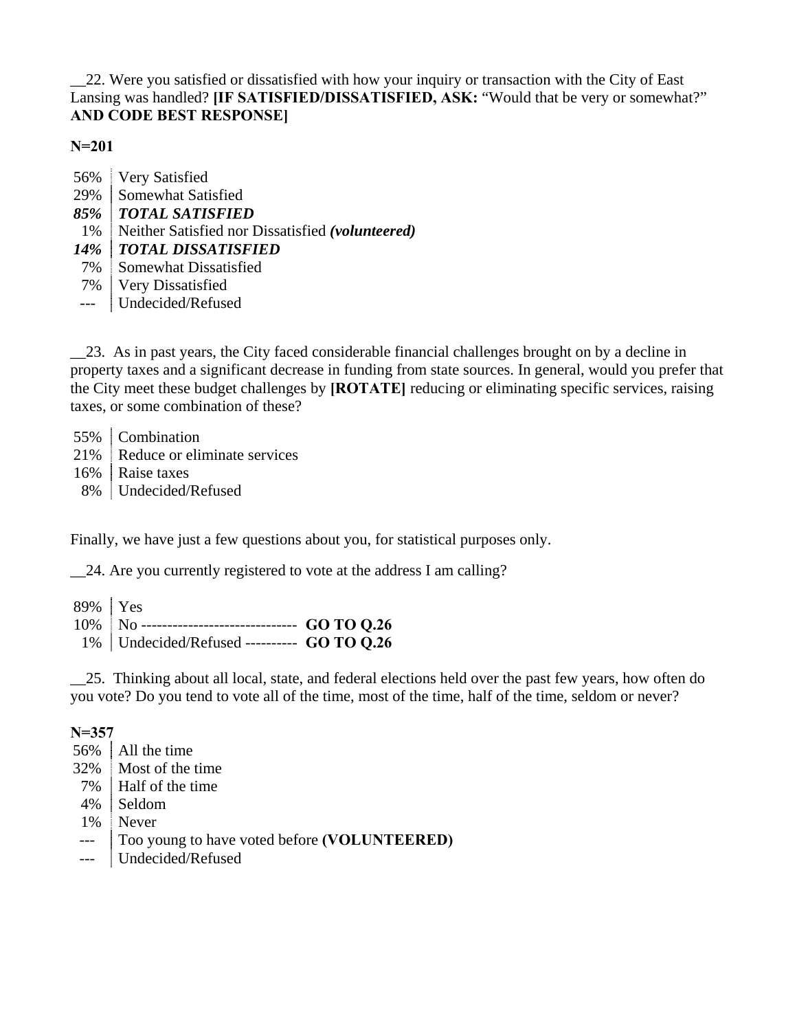__22. Were you satisfied or dissatisfied with how your inquiry or transaction with the City of East Lansing was handled? **[IF SATISFIED/DISSATISFIED, ASK:** "Would that be very or somewhat?" **AND CODE BEST RESPONSE]**

**N=201**

| | |
|---|---|
| 56% | Very Satisfied |
| 29% | Somewhat Satisfied |
| ***85%*** | ***TOTAL SATISFIED*** |
| 1% | Neither Satisfied nor Dissatisfied ***(volunteered)*** |
| ***14%*** | ***TOTAL DISSATISFIED*** |
| 7% | Somewhat Dissatisfied |
| 7% | Very Dissatisfied |
| --- | Undecided/Refused |

__23. As in past years, the City faced considerable financial challenges brought on by a decline in property taxes and a significant decrease in funding from state sources. In general, would you prefer that the City meet these budget challenges by **[ROTATE]** reducing or eliminating specific services, raising taxes, or some combination of these?

| | |
|---|---|
| 55% | Combination |
| 21% | Reduce or eliminate services |
| 16% | Raise taxes |
| 8% | Undecided/Refused |

Finally, we have just a few questions about you, for statistical purposes only.

__24. Are you currently registered to vote at the address I am calling?

| | |
|---|---|
| 89% | Yes |
| 10% | No ------------------------------ **GO TO Q.26** |
| 1% | Undecided/Refused ---------- **GO TO Q.26** |

__25. Thinking about all local, state, and federal elections held over the past few years, how often do you vote? Do you tend to vote all of the time, most of the time, half of the time, seldom or never?

**N=357**

| | |
|---|---|
| 56% | All the time |
| 32% | Most of the time |
| 7% | Half of the time |
| 4% | Seldom |
| 1% | Never |
| --- | Too young to have voted before **(VOLUNTEERED)** |
| --- | Undecided/Refused |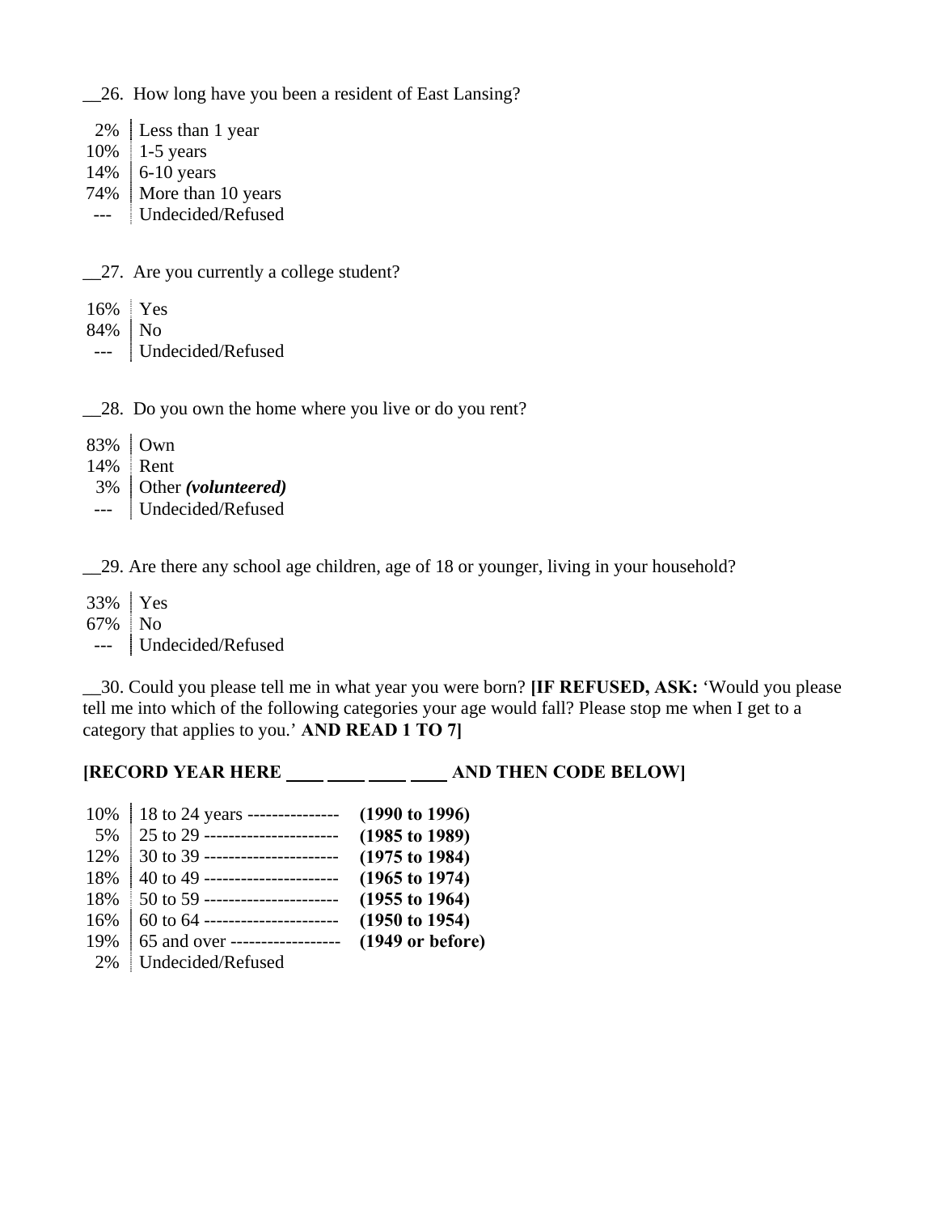__26. How long have you been a resident of East Lansing?

| | |
|---|---|
| 2% | Less than 1 year |
| 10% | 1-5 years |
| 14% | 6-10 years |
| 74% | More than 10 years |
| --- | Undecided/Refused |

__27. Are you currently a college student?

| | |
|---|---|
| 16% | Yes |
| 84% | No |
| --- | Undecided/Refused |

__28. Do you own the home where you live or do you rent?

| | |
|---|---|
| 83% | Own |
| 14% | Rent |
| 3% | Other ***(volunteered)*** |
| --- | Undecided/Refused |

__29. Are there any school age children, age of 18 or younger, living in your household?

| | |
|---|---|
| 33% | Yes |
| 67% | No |
| --- | Undecided/Refused |

__30. Could you please tell me in what year you were born? **[IF REFUSED, ASK:** 'Would you please tell me into which of the following categories your age would fall? Please stop me when I get to a category that applies to you.' **AND READ 1 TO 7]**

**[RECORD YEAR HERE ____ ____ ____ ____ AND THEN CODE BELOW]**

| | | |
|---|---|---|
| 10% | 18 to 24 years --------------- | **(1990 to 1996)** |
| 5% | 25 to 29 ---------------------- | **(1985 to 1989)** |
| 12% | 30 to 39 ---------------------- | **(1975 to 1984)** |
| 18% | 40 to 49 ---------------------- | **(1965 to 1974)** |
| 18% | 50 to 59 ---------------------- | **(1955 to 1964)** |
| 16% | 60 to 64 ---------------------- | **(1950 to 1954)** |
| 19% | 65 and over ------------------ | **(1949 or before)** |
| 2% | Undecided/Refused | |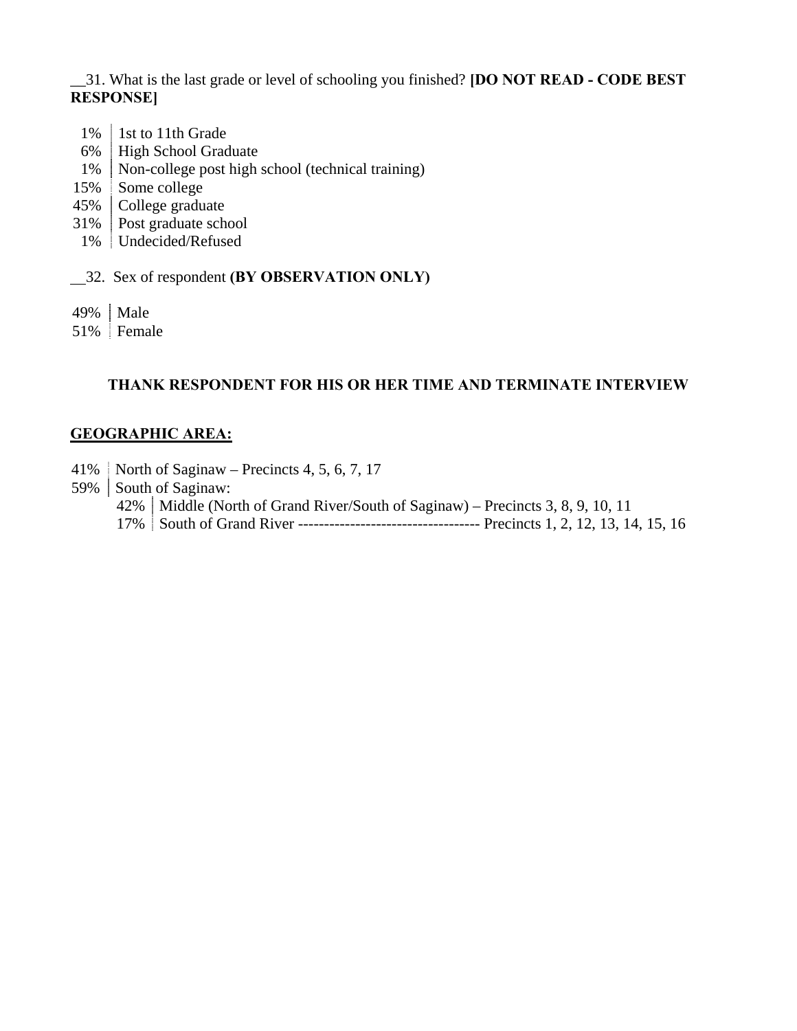__31. What is the last grade or level of schooling you finished? **[DO NOT READ - CODE BEST RESPONSE]**

| | |
|---|---|
| 1% | 1st to 11th Grade |
| 6% | High School Graduate |
| 1% | Non-college post high school (technical training) |
| 15% | Some college |
| 45% | College graduate |
| 31% | Post graduate school |
| 1% | Undecided/Refused |

__32. Sex of respondent **(BY OBSERVATION ONLY)**

| | |
|---|---|
| 49% | Male |
| 51% | Female |

**THANK RESPONDENT FOR HIS OR HER TIME AND TERMINATE INTERVIEW**

**GEOGRAPHIC AREA:**

41% North of Saginaw – Precincts 4, 5, 6, 7, 17

59% South of Saginaw:

- 42% Middle (North of Grand River/South of Saginaw) – Precincts 3, 8, 9, 10, 11
- 17% South of Grand River ---------------------------------- Precincts 1, 2, 12, 13, 14, 15, 16